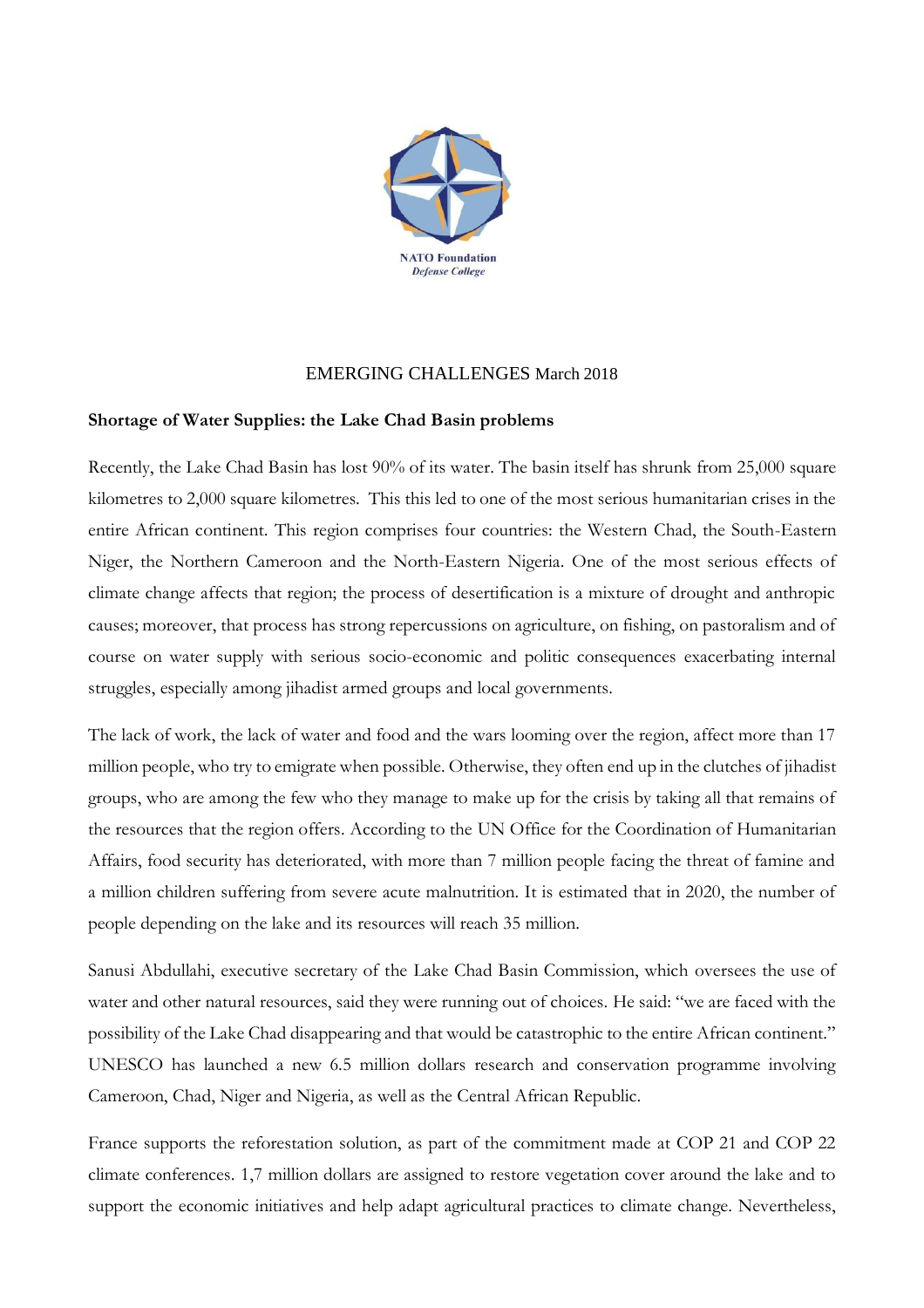NATO Foundation
*Defense College*

EMERGING CHALLENGES March 2018

**Shortage of Water Supplies: the Lake Chad Basin problems**

Recently, the Lake Chad Basin has lost 90% of its water. The basin itself has shrunk from 25,000 square kilometres to 2,000 square kilometres. This this led to one of the most serious humanitarian crises in the entire African continent. This region comprises four countries: the Western Chad, the South-Eastern Niger, the Northern Cameroon and the North-Eastern Nigeria. One of the most serious effects of climate change affects that region; the process of desertification is a mixture of drought and anthropic causes; moreover, that process has strong repercussions on agriculture, on fishing, on pastoralism and of course on water supply with serious socio-economic and politic consequences exacerbating internal struggles, especially among jihadist armed groups and local governments.

The lack of work, the lack of water and food and the wars looming over the region, affect more than 17 million people, who try to emigrate when possible. Otherwise, they often end up in the clutches of jihadist groups, who are among the few who they manage to make up for the crisis by taking all that remains of the resources that the region offers. According to the UN Office for the Coordination of Humanitarian Affairs, food security has deteriorated, with more than 7 million people facing the threat of famine and a million children suffering from severe acute malnutrition. It is estimated that in 2020, the number of people depending on the lake and its resources will reach 35 million.

Sanusi Abdullahi, executive secretary of the Lake Chad Basin Commission, which oversees the use of water and other natural resources, said they were running out of choices. He said: "we are faced with the possibility of the Lake Chad disappearing and that would be catastrophic to the entire African continent." UNESCO has launched a new 6.5 million dollars research and conservation programme involving Cameroon, Chad, Niger and Nigeria, as well as the Central African Republic.

France supports the reforestation solution, as part of the commitment made at COP 21 and COP 22 climate conferences. 1,7 million dollars are assigned to restore vegetation cover around the lake and to support the economic initiatives and help adapt agricultural practices to climate change. Nevertheless,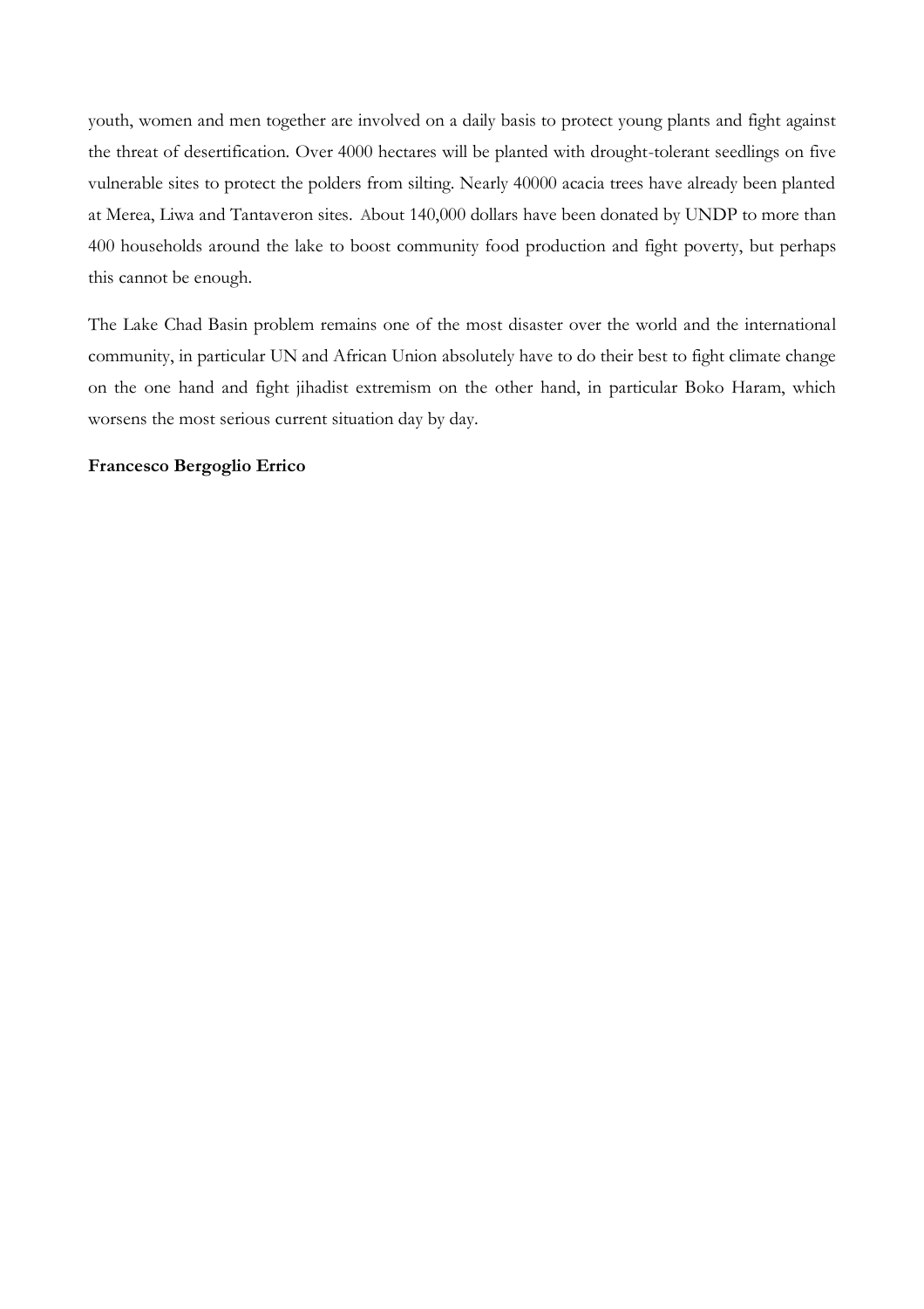youth, women and men together are involved on a daily basis to protect young plants and fight against the threat of desertification. Over 4000 hectares will be planted with drought-tolerant seedlings on five vulnerable sites to protect the polders from silting. Nearly 40000 acacia trees have already been planted at Merea, Liwa and Tantaveron sites. About 140,000 dollars have been donated by UNDP to more than 400 households around the lake to boost community food production and fight poverty, but perhaps this cannot be enough.

The Lake Chad Basin problem remains one of the most disaster over the world and the international community, in particular UN and African Union absolutely have to do their best to fight climate change on the one hand and fight jihadist extremism on the other hand, in particular Boko Haram, which worsens the most serious current situation day by day.

**Francesco Bergoglio Errico**